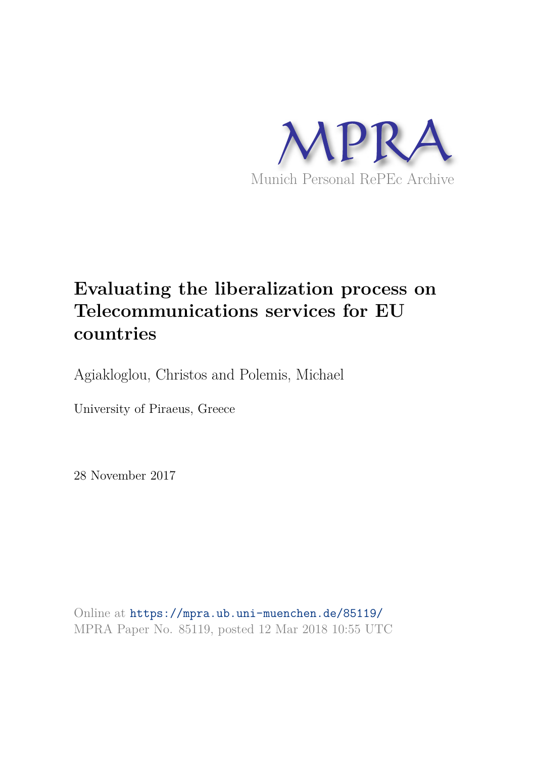MPRA

Munich Personal RePEc Archive

# Evaluating the liberalization process on Telecommunications services for EU countries

Agiakloglou, Christos and Polemis, Michael

University of Piraeus, Greece

28 November 2017

Online at https://mpra.ub.uni-muenchen.de/85119/
MPRA Paper No. 85119, posted 12 Mar 2018 10:55 UTC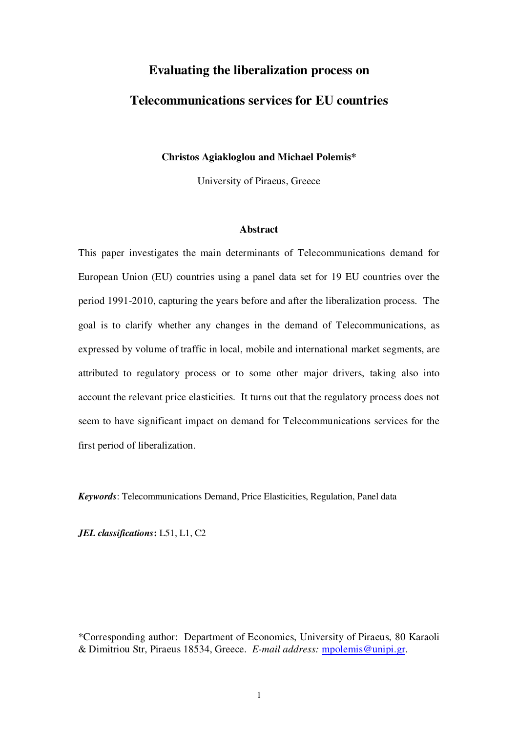# Evaluating the liberalization process on Telecommunications services for EU countries

**Christos Agiakloglou and Michael Polemis***

University of Piraeus, Greece

### Abstract

This paper investigates the main determinants of Telecommunications demand for European Union (EU) countries using a panel data set for 19 EU countries over the period 1991-2010, capturing the years before and after the liberalization process. The goal is to clarify whether any changes in the demand of Telecommunications, as expressed by volume of traffic in local, mobile and international market segments, are attributed to regulatory process or to some other major drivers, taking also into account the relevant price elasticities. It turns out that the regulatory process does not seem to have significant impact on demand for Telecommunications services for the first period of liberalization.

***Keywords***: Telecommunications Demand, Price Elasticities, Regulation, Panel data

***JEL classifications*:** L51, L1, C2

*Corresponding author: Department of Economics, University of Piraeus, 80 Karaoli & Dimitriou Str, Piraeus 18534, Greece. *E-mail address:* mpolemis@unipi.gr.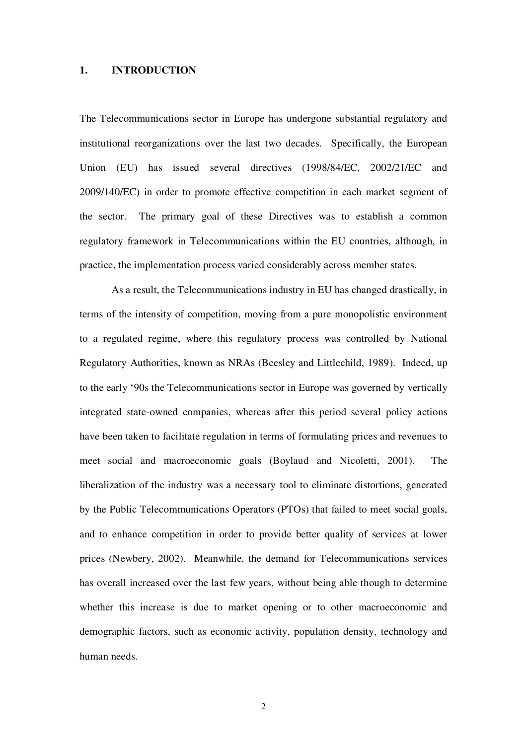## 1. INTRODUCTION

The Telecommunications sector in Europe has undergone substantial regulatory and institutional reorganizations over the last two decades. Specifically, the European Union (EU) has issued several directives (1998/84/EC, 2002/21/EC and 2009/140/EC) in order to promote effective competition in each market segment of the sector. The primary goal of these Directives was to establish a common regulatory framework in Telecommunications within the EU countries, although, in practice, the implementation process varied considerably across member states.

As a result, the Telecommunications industry in EU has changed drastically, in terms of the intensity of competition, moving from a pure monopolistic environment to a regulated regime, where this regulatory process was controlled by National Regulatory Authorities, known as NRAs (Beesley and Littlechild, 1989). Indeed, up to the early '90s the Telecommunications sector in Europe was governed by vertically integrated state-owned companies, whereas after this period several policy actions have been taken to facilitate regulation in terms of formulating prices and revenues to meet social and macroeconomic goals (Boylaud and Nicoletti, 2001). The liberalization of the industry was a necessary tool to eliminate distortions, generated by the Public Telecommunications Operators (PTOs) that failed to meet social goals, and to enhance competition in order to provide better quality of services at lower prices (Newbery, 2002). Meanwhile, the demand for Telecommunications services has overall increased over the last few years, without being able though to determine whether this increase is due to market opening or to other macroeconomic and demographic factors, such as economic activity, population density, technology and human needs.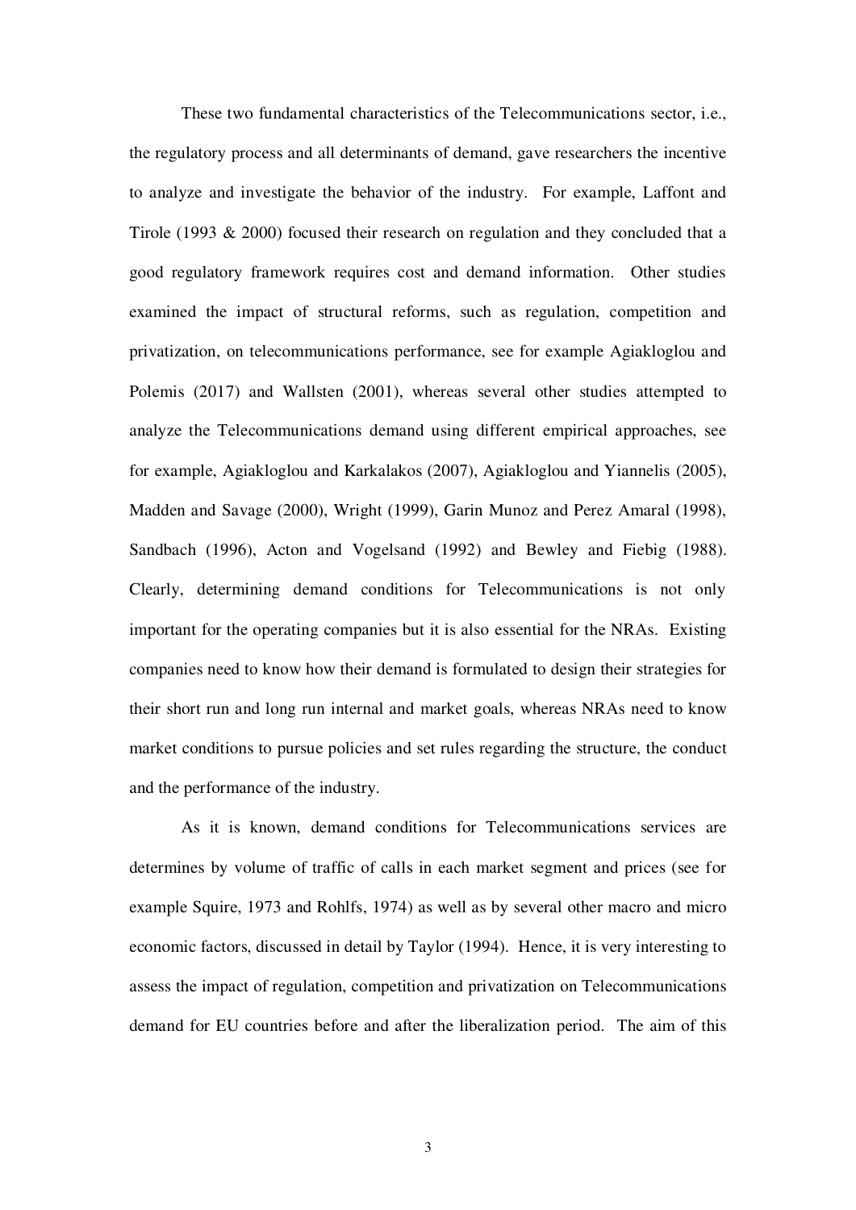These two fundamental characteristics of the Telecommunications sector, i.e., the regulatory process and all determinants of demand, gave researchers the incentive to analyze and investigate the behavior of the industry. For example, Laffont and Tirole (1993 & 2000) focused their research on regulation and they concluded that a good regulatory framework requires cost and demand information. Other studies examined the impact of structural reforms, such as regulation, competition and privatization, on telecommunications performance, see for example Agiakloglou and Polemis (2017) and Wallsten (2001), whereas several other studies attempted to analyze the Telecommunications demand using different empirical approaches, see for example, Agiakloglou and Karkalakos (2007), Agiakloglou and Yiannelis (2005), Madden and Savage (2000), Wright (1999), Garin Munoz and Perez Amaral (1998), Sandbach (1996), Acton and Vogelsand (1992) and Bewley and Fiebig (1988). Clearly, determining demand conditions for Telecommunications is not only important for the operating companies but it is also essential for the NRAs. Existing companies need to know how their demand is formulated to design their strategies for their short run and long run internal and market goals, whereas NRAs need to know market conditions to pursue policies and set rules regarding the structure, the conduct and the performance of the industry.

As it is known, demand conditions for Telecommunications services are determines by volume of traffic of calls in each market segment and prices (see for example Squire, 1973 and Rohlfs, 1974) as well as by several other macro and micro economic factors, discussed in detail by Taylor (1994). Hence, it is very interesting to assess the impact of regulation, competition and privatization on Telecommunications demand for EU countries before and after the liberalization period. The aim of this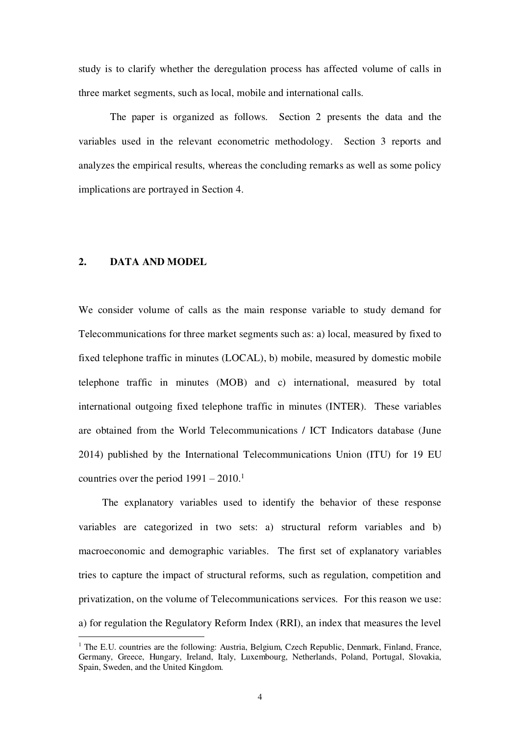study is to clarify whether the deregulation process has affected volume of calls in three market segments, such as local, mobile and international calls.

The paper is organized as follows. Section 2 presents the data and the variables used in the relevant econometric methodology. Section 3 reports and analyzes the empirical results, whereas the concluding remarks as well as some policy implications are portrayed in Section 4.

## 2. DATA AND MODEL

We consider volume of calls as the main response variable to study demand for Telecommunications for three market segments such as: a) local, measured by fixed to fixed telephone traffic in minutes (LOCAL), b) mobile, measured by domestic mobile telephone traffic in minutes (MOB) and c) international, measured by total international outgoing fixed telephone traffic in minutes (INTER). These variables are obtained from the World Telecommunications / ICT Indicators database (June 2014) published by the International Telecommunications Union (ITU) for 19 EU countries over the period 1991 – 2010.[1]

The explanatory variables used to identify the behavior of these response variables are categorized in two sets: a) structural reform variables and b) macroeconomic and demographic variables. The first set of explanatory variables tries to capture the impact of structural reforms, such as regulation, competition and privatization, on the volume of Telecommunications services. For this reason we use: a) for regulation the Regulatory Reform Index (RRI), an index that measures the level

[1] The E.U. countries are the following: Austria, Belgium, Czech Republic, Denmark, Finland, France, Germany, Greece, Hungary, Ireland, Italy, Luxembourg, Netherlands, Poland, Portugal, Slovakia, Spain, Sweden, and the United Kingdom.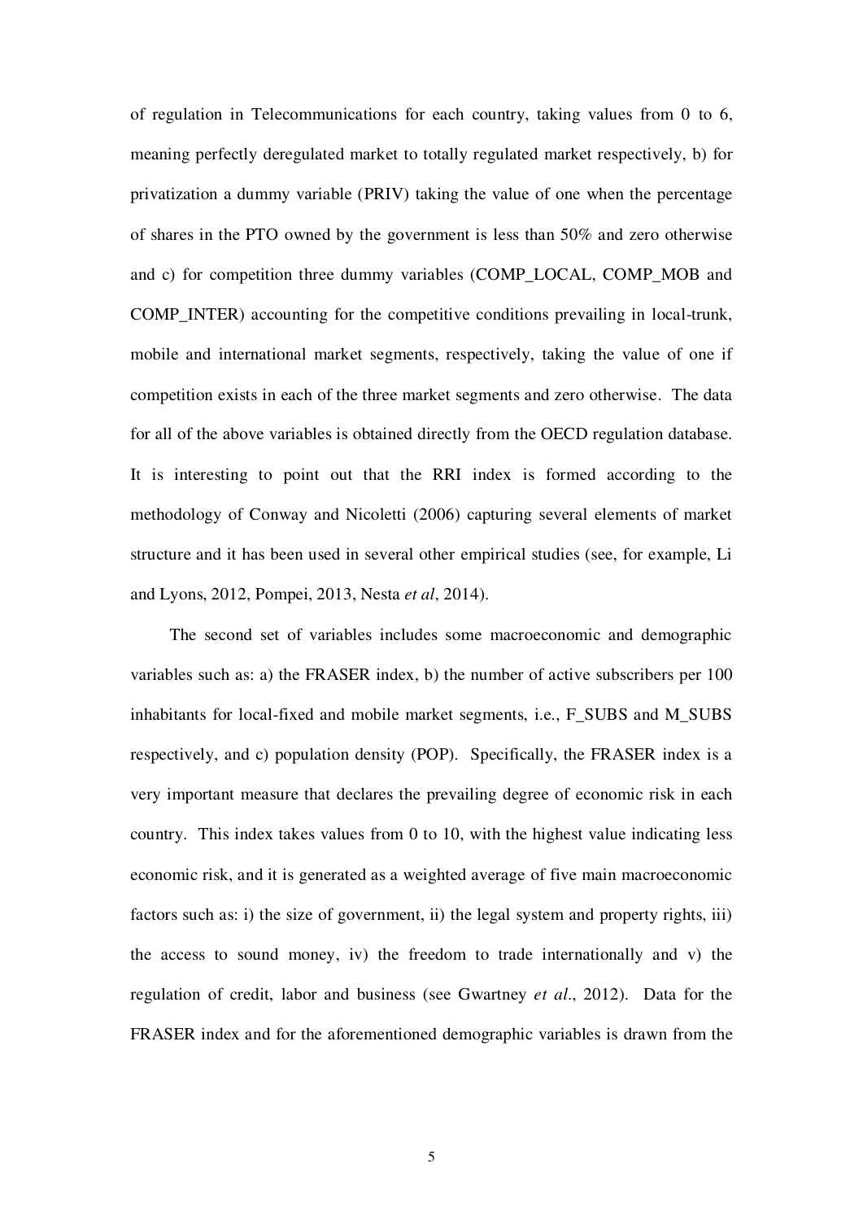of regulation in Telecommunications for each country, taking values from 0 to 6, meaning perfectly deregulated market to totally regulated market respectively, b) for privatization a dummy variable (PRIV) taking the value of one when the percentage of shares in the PTO owned by the government is less than 50% and zero otherwise and c) for competition three dummy variables (COMP_LOCAL, COMP_MOB and COMP_INTER) accounting for the competitive conditions prevailing in local-trunk, mobile and international market segments, respectively, taking the value of one if competition exists in each of the three market segments and zero otherwise. The data for all of the above variables is obtained directly from the OECD regulation database. It is interesting to point out that the RRI index is formed according to the methodology of Conway and Nicoletti (2006) capturing several elements of market structure and it has been used in several other empirical studies (see, for example, Li and Lyons, 2012, Pompei, 2013, Nesta *et al*, 2014).

The second set of variables includes some macroeconomic and demographic variables such as: a) the FRASER index, b) the number of active subscribers per 100 inhabitants for local-fixed and mobile market segments, i.e., F_SUBS and M_SUBS respectively, and c) population density (POP). Specifically, the FRASER index is a very important measure that declares the prevailing degree of economic risk in each country. This index takes values from 0 to 10, with the highest value indicating less economic risk, and it is generated as a weighted average of five main macroeconomic factors such as: i) the size of government, ii) the legal system and property rights, iii) the access to sound money, iv) the freedom to trade internationally and v) the regulation of credit, labor and business (see Gwartney *et al*., 2012). Data for the FRASER index and for the aforementioned demographic variables is drawn from the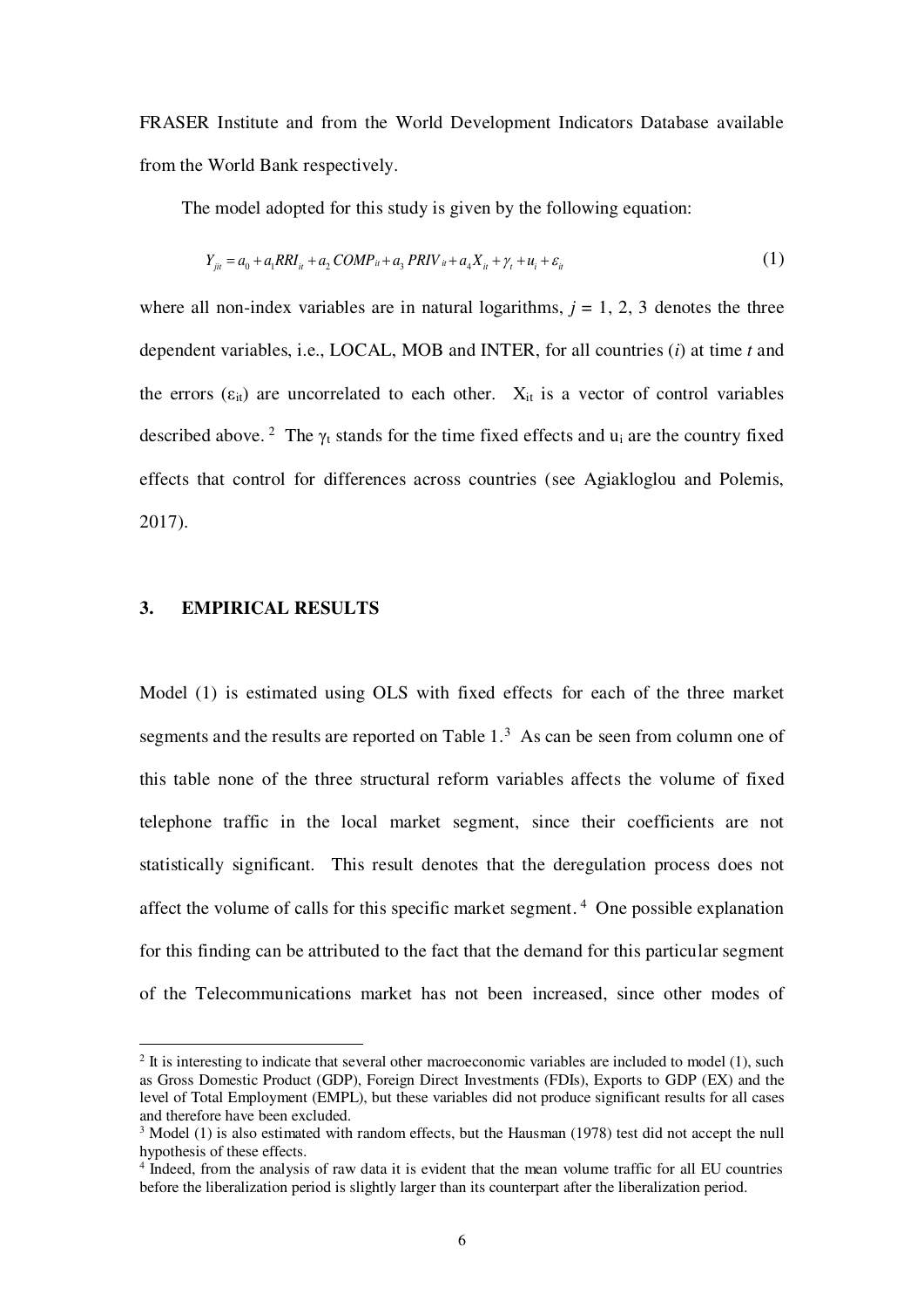FRASER Institute and from the World Development Indicators Database available from the World Bank respectively.

The model adopted for this study is given by the following equation:

$$Y_{jit} = a_0 + a_1 RRI_{it} + a_2 COMP_{it} + a_3 PRIV_{it} + a_4 X_{it} + \gamma_t + u_i + \varepsilon_{it} \tag{1}$$

where all non-index variables are in natural logarithms, $j$ = 1, 2, 3 denotes the three dependent variables, i.e., LOCAL, MOB and INTER, for all countries ($i$) at time $t$ and the errors ($\varepsilon_{it}$) are uncorrelated to each other. $X_{it}$ is a vector of control variables described above.[2] The $\gamma_t$ stands for the time fixed effects and $u_i$ are the country fixed effects that control for differences across countries (see Agiakloglou and Polemis, 2017).

## 3. EMPIRICAL RESULTS

Model (1) is estimated using OLS with fixed effects for each of the three market segments and the results are reported on Table 1.[3] As can be seen from column one of this table none of the three structural reform variables affects the volume of fixed telephone traffic in the local market segment, since their coefficients are not statistically significant. This result denotes that the deregulation process does not affect the volume of calls for this specific market segment.[4] One possible explanation for this finding can be attributed to the fact that the demand for this particular segment of the Telecommunications market has not been increased, since other modes of

---

[2] It is interesting to indicate that several other macroeconomic variables are included to model (1), such as Gross Domestic Product (GDP), Foreign Direct Investments (FDIs), Exports to GDP (EX) and the level of Total Employment (EMPL), but these variables did not produce significant results for all cases and therefore have been excluded.

[3] Model (1) is also estimated with random effects, but the Hausman (1978) test did not accept the null hypothesis of these effects.

[4] Indeed, from the analysis of raw data it is evident that the mean volume traffic for all EU countries before the liberalization period is slightly larger than its counterpart after the liberalization period.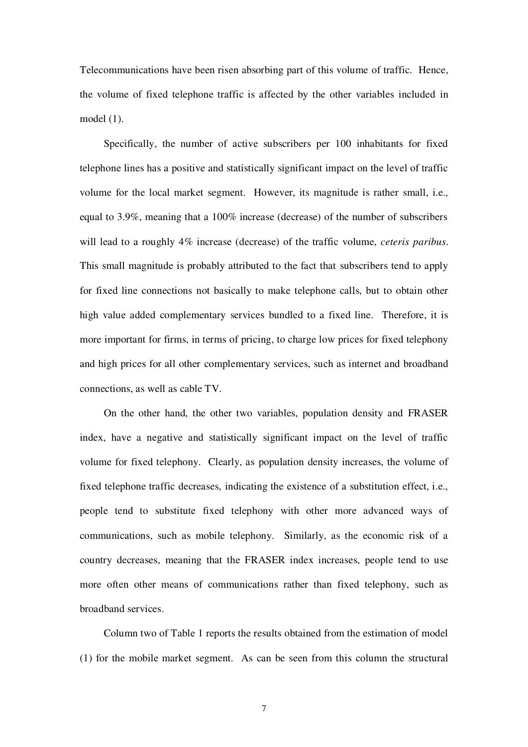Telecommunications have been risen absorbing part of this volume of traffic. Hence, the volume of fixed telephone traffic is affected by the other variables included in model (1).

Specifically, the number of active subscribers per 100 inhabitants for fixed telephone lines has a positive and statistically significant impact on the level of traffic volume for the local market segment. However, its magnitude is rather small, i.e., equal to 3.9%, meaning that a 100% increase (decrease) of the number of subscribers will lead to a roughly 4% increase (decrease) of the traffic volume, *ceteris paribus*. This small magnitude is probably attributed to the fact that subscribers tend to apply for fixed line connections not basically to make telephone calls, but to obtain other high value added complementary services bundled to a fixed line. Therefore, it is more important for firms, in terms of pricing, to charge low prices for fixed telephony and high prices for all other complementary services, such as internet and broadband connections, as well as cable TV.

On the other hand, the other two variables, population density and FRASER index, have a negative and statistically significant impact on the level of traffic volume for fixed telephony. Clearly, as population density increases, the volume of fixed telephone traffic decreases, indicating the existence of a substitution effect, i.e., people tend to substitute fixed telephony with other more advanced ways of communications, such as mobile telephony. Similarly, as the economic risk of a country decreases, meaning that the FRASER index increases, people tend to use more often other means of communications rather than fixed telephony, such as broadband services.

Column two of Table 1 reports the results obtained from the estimation of model (1) for the mobile market segment. As can be seen from this column the structural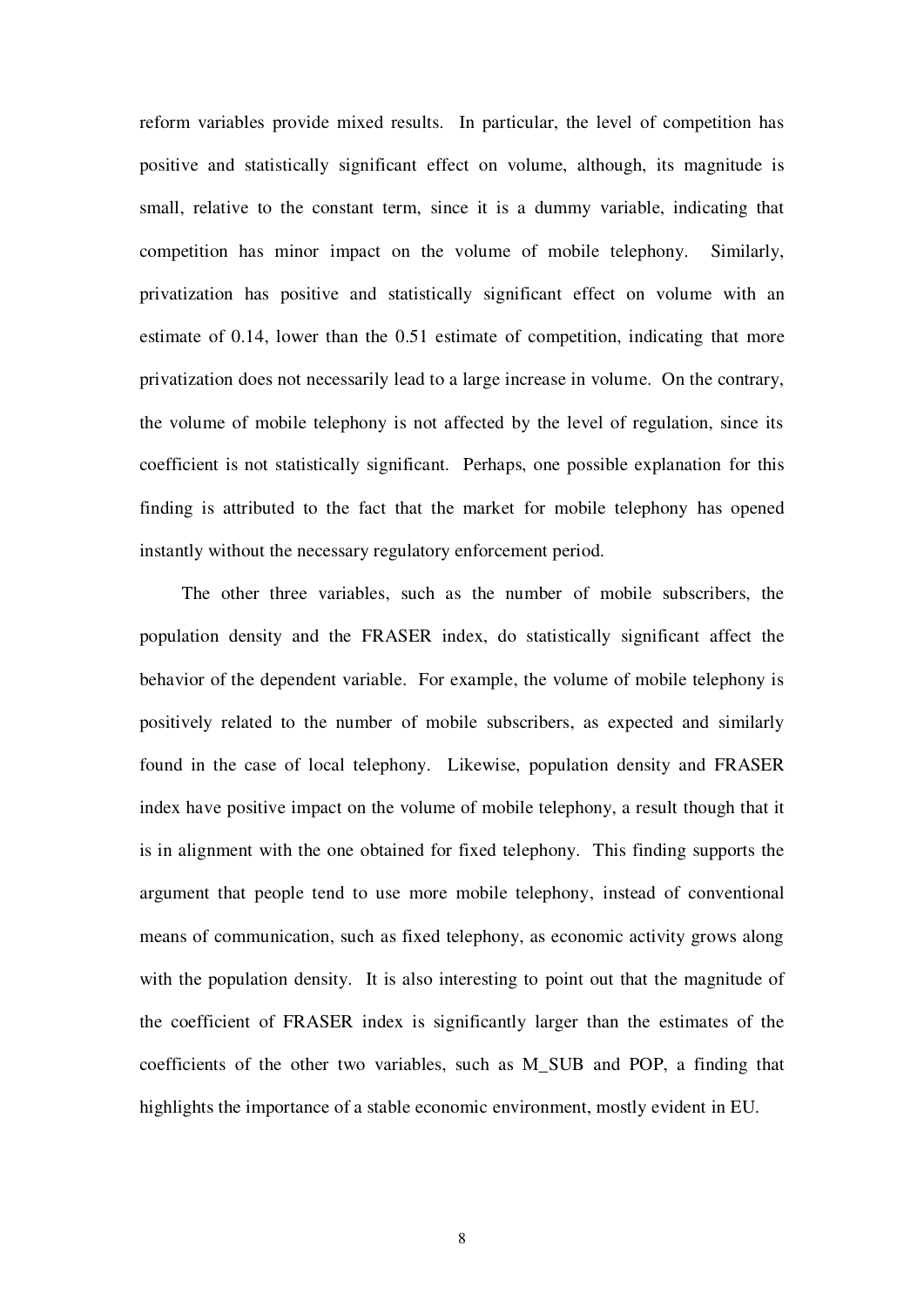reform variables provide mixed results. In particular, the level of competition has positive and statistically significant effect on volume, although, its magnitude is small, relative to the constant term, since it is a dummy variable, indicating that competition has minor impact on the volume of mobile telephony. Similarly, privatization has positive and statistically significant effect on volume with an estimate of 0.14, lower than the 0.51 estimate of competition, indicating that more privatization does not necessarily lead to a large increase in volume. On the contrary, the volume of mobile telephony is not affected by the level of regulation, since its coefficient is not statistically significant. Perhaps, one possible explanation for this finding is attributed to the fact that the market for mobile telephony has opened instantly without the necessary regulatory enforcement period.

The other three variables, such as the number of mobile subscribers, the population density and the FRASER index, do statistically significant affect the behavior of the dependent variable. For example, the volume of mobile telephony is positively related to the number of mobile subscribers, as expected and similarly found in the case of local telephony. Likewise, population density and FRASER index have positive impact on the volume of mobile telephony, a result though that it is in alignment with the one obtained for fixed telephony. This finding supports the argument that people tend to use more mobile telephony, instead of conventional means of communication, such as fixed telephony, as economic activity grows along with the population density. It is also interesting to point out that the magnitude of the coefficient of FRASER index is significantly larger than the estimates of the coefficients of the other two variables, such as M_SUB and POP, a finding that highlights the importance of a stable economic environment, mostly evident in EU.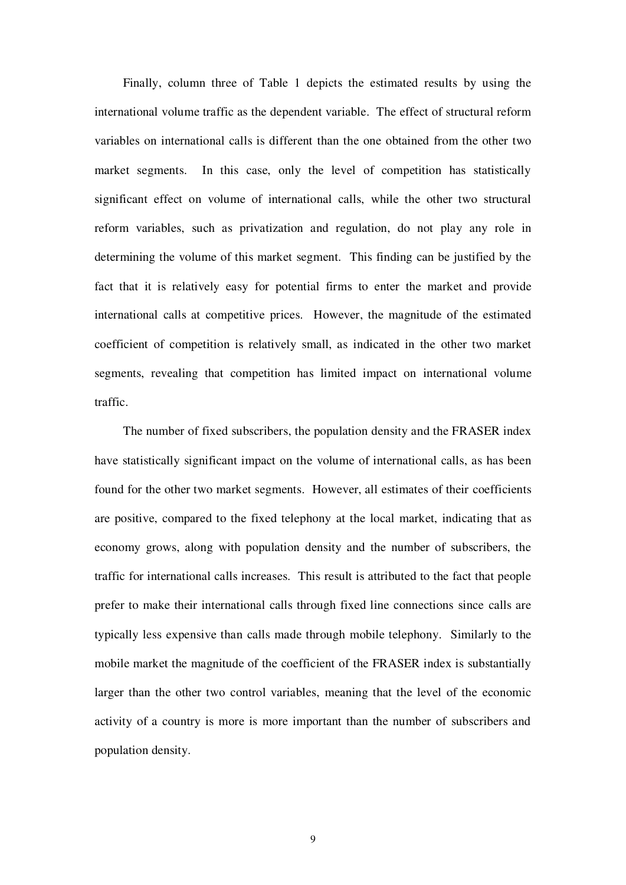Finally, column three of Table 1 depicts the estimated results by using the international volume traffic as the dependent variable. The effect of structural reform variables on international calls is different than the one obtained from the other two market segments. In this case, only the level of competition has statistically significant effect on volume of international calls, while the other two structural reform variables, such as privatization and regulation, do not play any role in determining the volume of this market segment. This finding can be justified by the fact that it is relatively easy for potential firms to enter the market and provide international calls at competitive prices. However, the magnitude of the estimated coefficient of competition is relatively small, as indicated in the other two market segments, revealing that competition has limited impact on international volume traffic.

The number of fixed subscribers, the population density and the FRASER index have statistically significant impact on the volume of international calls, as has been found for the other two market segments. However, all estimates of their coefficients are positive, compared to the fixed telephony at the local market, indicating that as economy grows, along with population density and the number of subscribers, the traffic for international calls increases. This result is attributed to the fact that people prefer to make their international calls through fixed line connections since calls are typically less expensive than calls made through mobile telephony. Similarly to the mobile market the magnitude of the coefficient of the FRASER index is substantially larger than the other two control variables, meaning that the level of the economic activity of a country is more is more important than the number of subscribers and population density.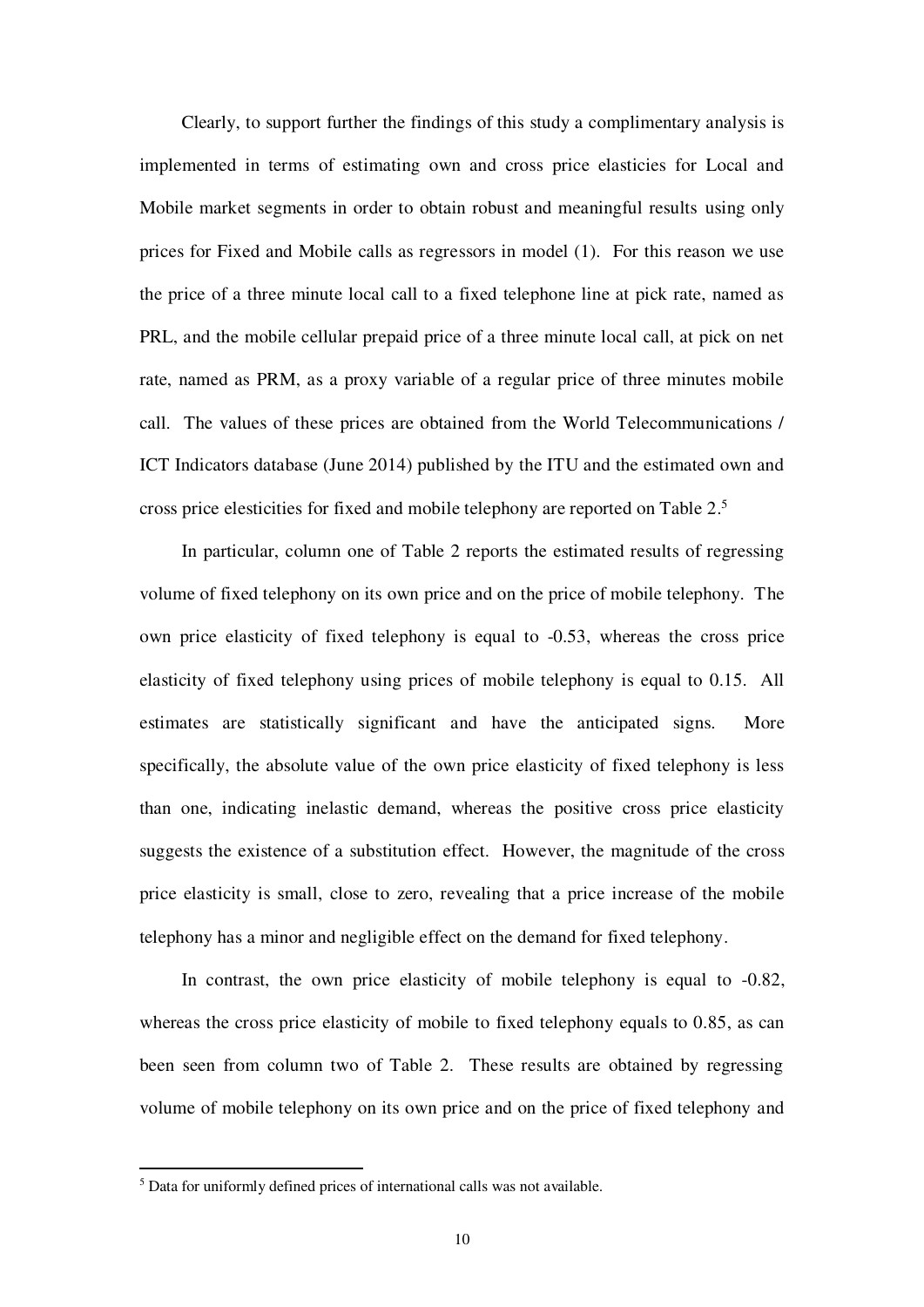Clearly, to support further the findings of this study a complimentary analysis is implemented in terms of estimating own and cross price elasticies for Local and Mobile market segments in order to obtain robust and meaningful results using only prices for Fixed and Mobile calls as regressors in model (1). For this reason we use the price of a three minute local call to a fixed telephone line at pick rate, named as PRL, and the mobile cellular prepaid price of a three minute local call, at pick on net rate, named as PRM, as a proxy variable of a regular price of three minutes mobile call. The values of these prices are obtained from the World Telecommunications / ICT Indicators database (June 2014) published by the ITU and the estimated own and cross price elesticities for fixed and mobile telephony are reported on Table 2.[5]

In particular, column one of Table 2 reports the estimated results of regressing volume of fixed telephony on its own price and on the price of mobile telephony. The own price elasticity of fixed telephony is equal to -0.53, whereas the cross price elasticity of fixed telephony using prices of mobile telephony is equal to 0.15. All estimates are statistically significant and have the anticipated signs. More specifically, the absolute value of the own price elasticity of fixed telephony is less than one, indicating inelastic demand, whereas the positive cross price elasticity suggests the existence of a substitution effect. However, the magnitude of the cross price elasticity is small, close to zero, revealing that a price increase of the mobile telephony has a minor and negligible effect on the demand for fixed telephony.

In contrast, the own price elasticity of mobile telephony is equal to -0.82, whereas the cross price elasticity of mobile to fixed telephony equals to 0.85, as can been seen from column two of Table 2. These results are obtained by regressing volume of mobile telephony on its own price and on the price of fixed telephony and

[5] Data for uniformly defined prices of international calls was not available.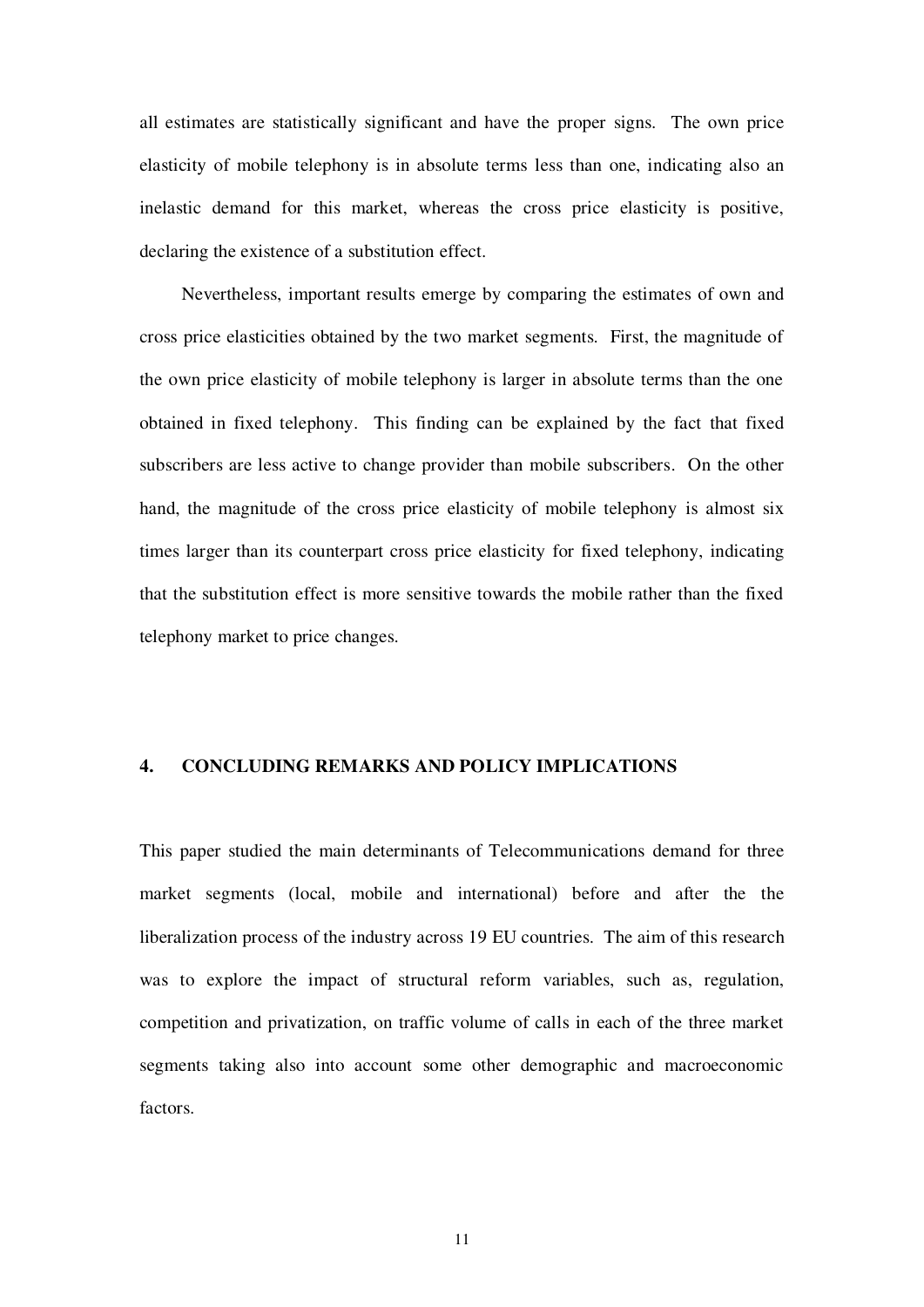all estimates are statistically significant and have the proper signs. The own price elasticity of mobile telephony is in absolute terms less than one, indicating also an inelastic demand for this market, whereas the cross price elasticity is positive, declaring the existence of a substitution effect.

Nevertheless, important results emerge by comparing the estimates of own and cross price elasticities obtained by the two market segments. First, the magnitude of the own price elasticity of mobile telephony is larger in absolute terms than the one obtained in fixed telephony. This finding can be explained by the fact that fixed subscribers are less active to change provider than mobile subscribers. On the other hand, the magnitude of the cross price elasticity of mobile telephony is almost six times larger than its counterpart cross price elasticity for fixed telephony, indicating that the substitution effect is more sensitive towards the mobile rather than the fixed telephony market to price changes.

## 4. CONCLUDING REMARKS AND POLICY IMPLICATIONS

This paper studied the main determinants of Telecommunications demand for three market segments (local, mobile and international) before and after the the liberalization process of the industry across 19 EU countries. The aim of this research was to explore the impact of structural reform variables, such as, regulation, competition and privatization, on traffic volume of calls in each of the three market segments taking also into account some other demographic and macroeconomic factors.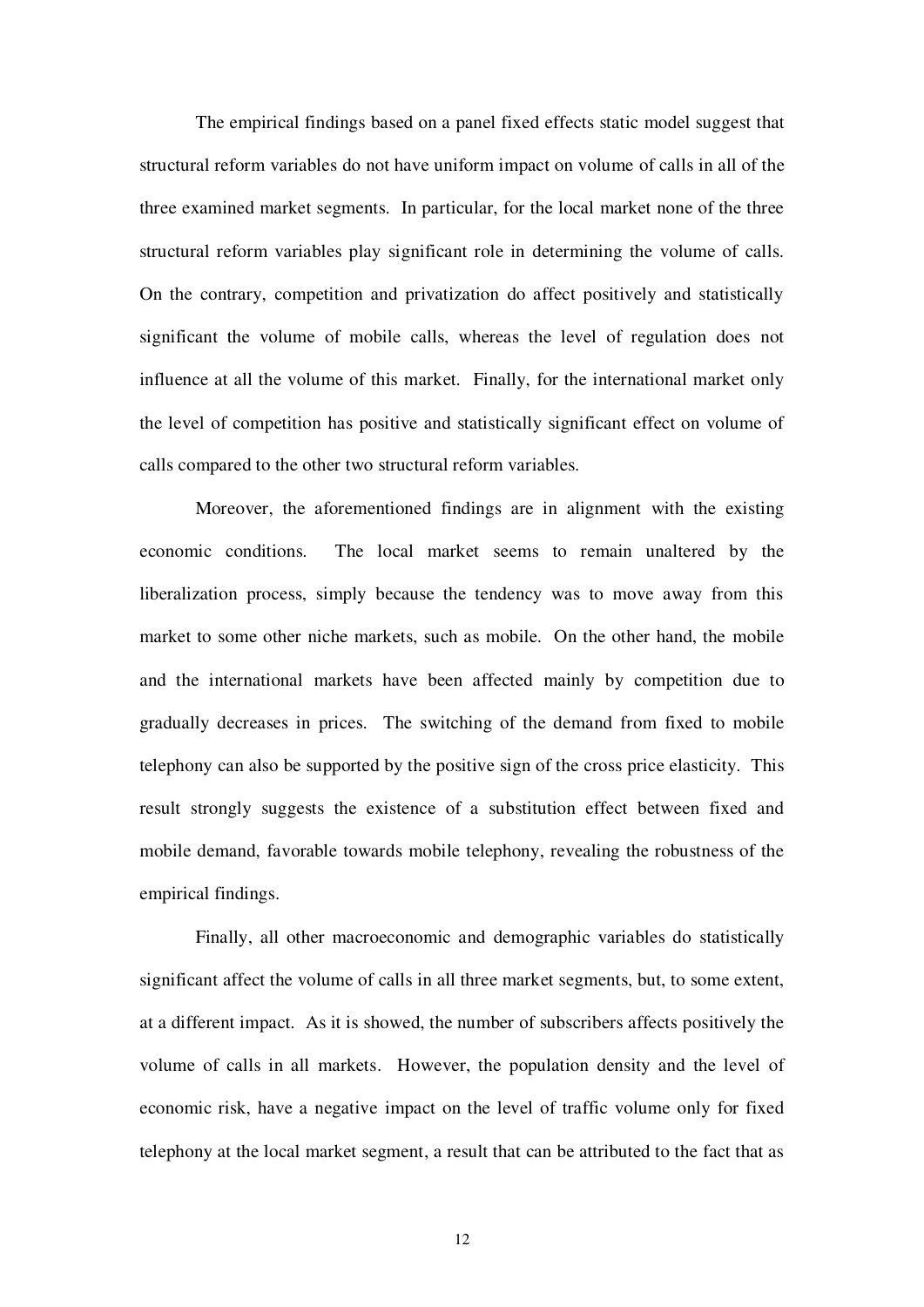The empirical findings based on a panel fixed effects static model suggest that structural reform variables do not have uniform impact on volume of calls in all of the three examined market segments. In particular, for the local market none of the three structural reform variables play significant role in determining the volume of calls. On the contrary, competition and privatization do affect positively and statistically significant the volume of mobile calls, whereas the level of regulation does not influence at all the volume of this market. Finally, for the international market only the level of competition has positive and statistically significant effect on volume of calls compared to the other two structural reform variables.

Moreover, the aforementioned findings are in alignment with the existing economic conditions. The local market seems to remain unaltered by the liberalization process, simply because the tendency was to move away from this market to some other niche markets, such as mobile. On the other hand, the mobile and the international markets have been affected mainly by competition due to gradually decreases in prices. The switching of the demand from fixed to mobile telephony can also be supported by the positive sign of the cross price elasticity. This result strongly suggests the existence of a substitution effect between fixed and mobile demand, favorable towards mobile telephony, revealing the robustness of the empirical findings.

Finally, all other macroeconomic and demographic variables do statistically significant affect the volume of calls in all three market segments, but, to some extent, at a different impact. As it is showed, the number of subscribers affects positively the volume of calls in all markets. However, the population density and the level of economic risk, have a negative impact on the level of traffic volume only for fixed telephony at the local market segment, a result that can be attributed to the fact that as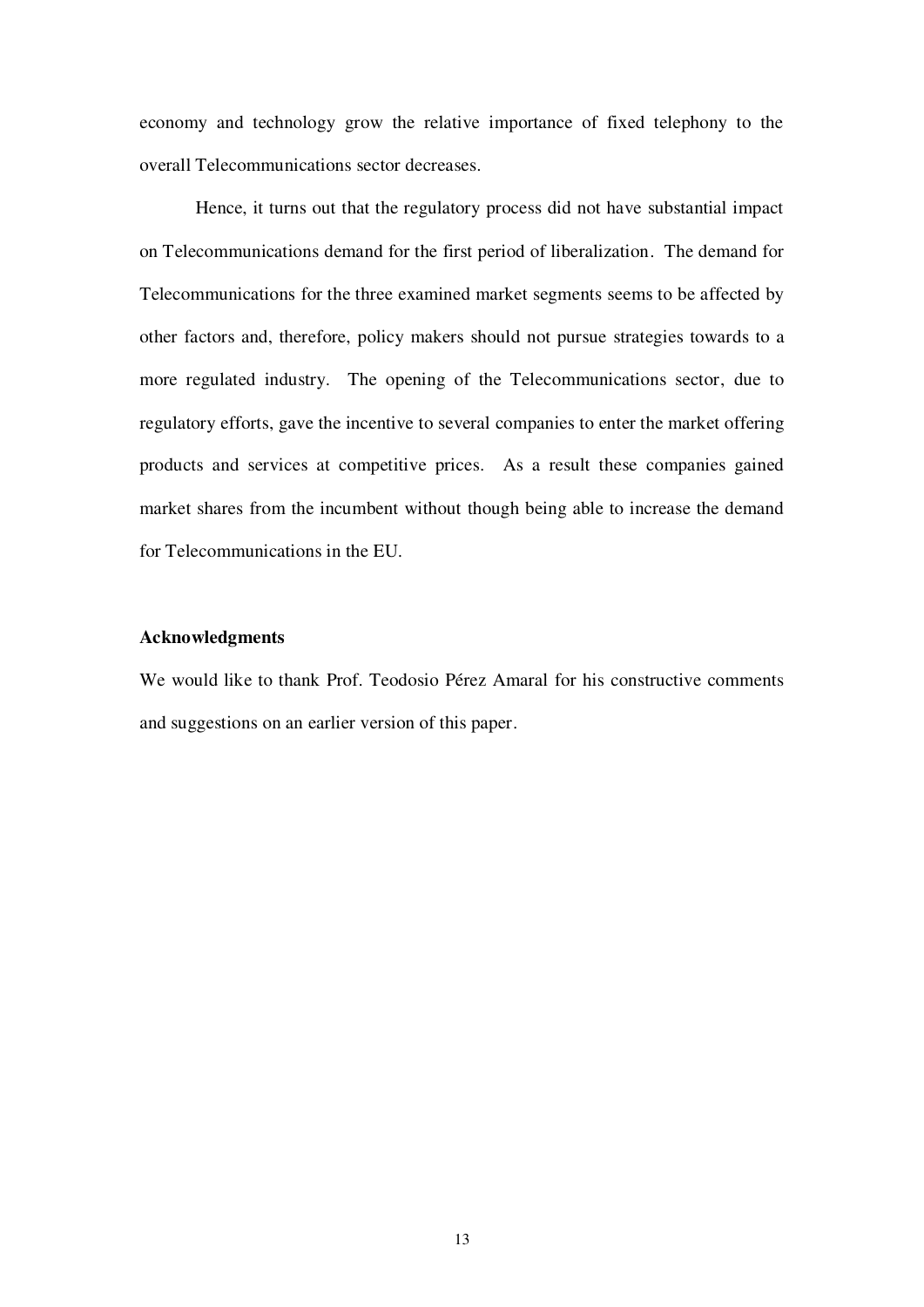economy and technology grow the relative importance of fixed telephony to the overall Telecommunications sector decreases.

Hence, it turns out that the regulatory process did not have substantial impact on Telecommunications demand for the first period of liberalization. The demand for Telecommunications for the three examined market segments seems to be affected by other factors and, therefore, policy makers should not pursue strategies towards to a more regulated industry. The opening of the Telecommunications sector, due to regulatory efforts, gave the incentive to several companies to enter the market offering products and services at competitive prices. As a result these companies gained market shares from the incumbent without though being able to increase the demand for Telecommunications in the EU.

## Acknowledgments

We would like to thank Prof. Teodosio Pérez Amaral for his constructive comments and suggestions on an earlier version of this paper.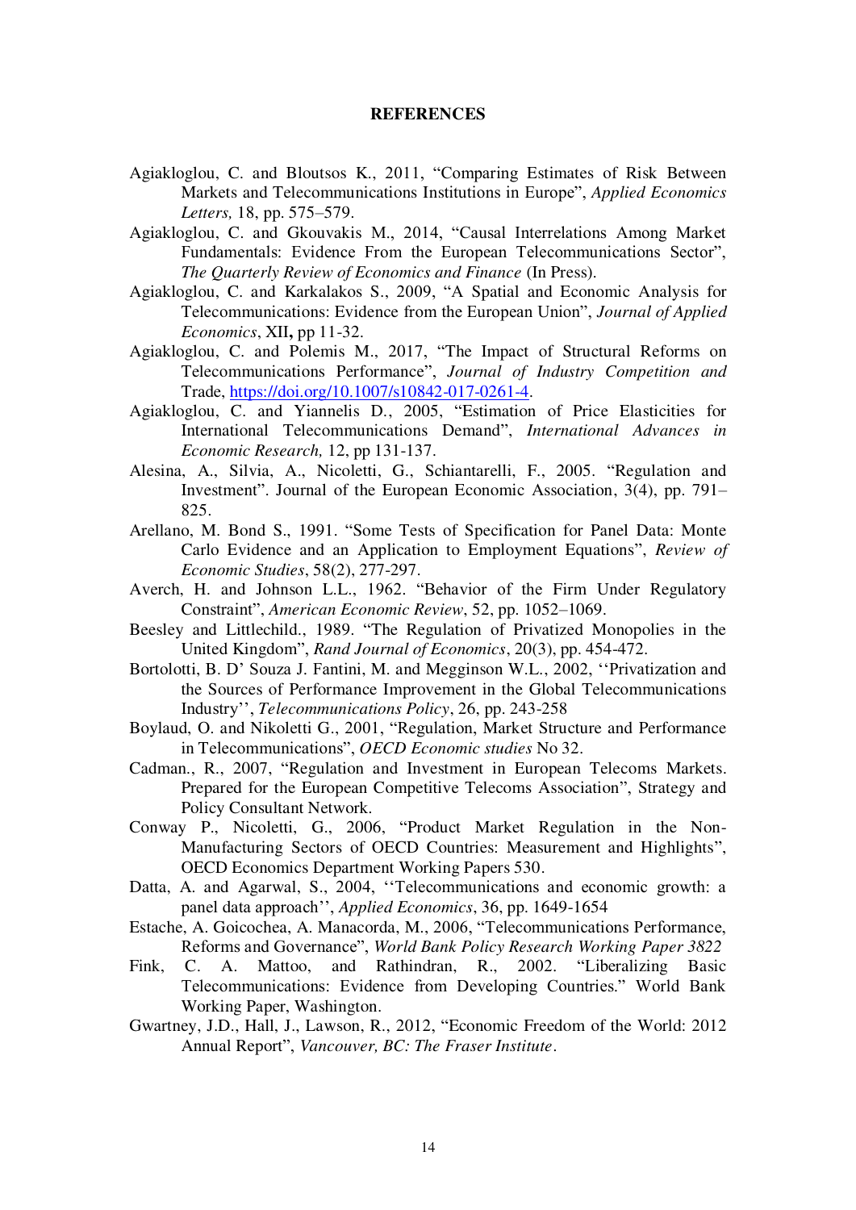# REFERENCES

Agiakloglou, C. and Bloutsos K., 2011, "Comparing Estimates of Risk Between Markets and Telecommunications Institutions in Europe", *Applied Economics Letters,* 18, pp. 575–579.

Agiakloglou, C. and Gkouvakis M., 2014, "Causal Interrelations Among Market Fundamentals: Evidence From the European Telecommunications Sector", *The Quarterly Review of Economics and Finance* (In Press).

Agiakloglou, C. and Karkalakos S., 2009, "A Spatial and Economic Analysis for Telecommunications: Evidence from the European Union", *Journal of Applied Economics*, XII**,** pp 11-32.

Agiakloglou, C. and Polemis M., 2017, "The Impact of Structural Reforms on Telecommunications Performance", *Journal of Industry Competition and* Trade, https://doi.org/10.1007/s10842-017-0261-4.

Agiakloglou, C. and Yiannelis D., 2005, "Estimation of Price Elasticities for International Telecommunications Demand", *International Advances in Economic Research,* 12, pp 131-137.

Alesina, A., Silvia, A., Nicoletti, G., Schiantarelli, F., 2005. "Regulation and Investment". Journal of the European Economic Association, 3(4), pp. 791–825.

Arellano, M. Bond S., 1991. "Some Tests of Specification for Panel Data: Monte Carlo Evidence and an Application to Employment Equations", *Review of Economic Studies*, 58(2), 277-297.

Averch, H. and Johnson L.L., 1962. "Behavior of the Firm Under Regulatory Constraint", *American Economic Review*, 52, pp. 1052–1069.

Beesley and Littlechild., 1989. "The Regulation of Privatized Monopolies in the United Kingdom", *Rand Journal of Economics*, 20(3), pp. 454-472.

Bortolotti, B. D' Souza J. Fantini, M. and Megginson W.L., 2002, ''Privatization and the Sources of Performance Improvement in the Global Telecommunications Industry'', *Telecommunications Policy*, 26, pp. 243-258

Boylaud, O. and Nikoletti G., 2001, "Regulation, Market Structure and Performance in Telecommunications", *OECD Economic studies* No 32.

Cadman., R., 2007, "Regulation and Investment in European Telecoms Markets. Prepared for the European Competitive Telecoms Association", Strategy and Policy Consultant Network.

Conway P., Nicoletti, G., 2006, "Product Market Regulation in the Non-Manufacturing Sectors of OECD Countries: Measurement and Highlights", OECD Economics Department Working Papers 530.

Datta, A. and Agarwal, S., 2004, ''Telecommunications and economic growth: a panel data approach'', *Applied Economics*, 36, pp. 1649-1654

Estache, A. Goicochea, A. Manacorda, M., 2006, "Telecommunications Performance, Reforms and Governance", *World Bank Policy Research Working Paper 3822*

Fink, C. A. Mattoo, and Rathindran, R., 2002. "Liberalizing Basic Telecommunications: Evidence from Developing Countries." World Bank Working Paper, Washington.

Gwartney, J.D., Hall, J., Lawson, R., 2012, "Economic Freedom of the World: 2012 Annual Report", *Vancouver, BC: The Fraser Institute*.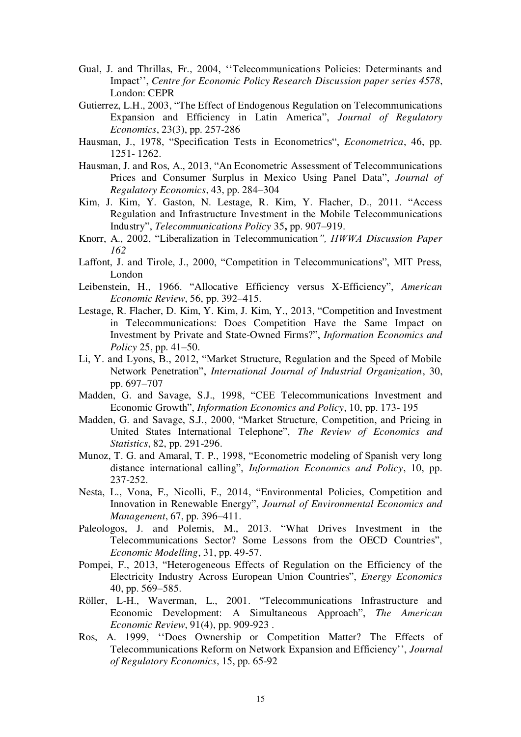Gual, J. and Thrillas, Fr., 2004, ''Telecommunications Policies: Determinants and Impact'', *Centre for Economic Policy Research Discussion paper series 4578*, London: CEPR

Gutierrez, L.H., 2003, "The Effect of Endogenous Regulation on Telecommunications Expansion and Efficiency in Latin America", *Journal of Regulatory Economics*, 23(3), pp. 257-286

Hausman, J., 1978, "Specification Tests in Econometrics", *Econometrica*, 46, pp. 1251- 1262.

Hausman, J. and Ros, A., 2013, "An Econometric Assessment of Telecommunications Prices and Consumer Surplus in Mexico Using Panel Data", *Journal of Regulatory Economics*, 43, pp. 284–304

Kim, J. Kim, Y. Gaston, N. Lestage, R. Kim, Y. Flacher, D., 2011. "Access Regulation and Infrastructure Investment in the Mobile Telecommunications Industry", *Telecommunications Policy* 35**,** pp. 907–919.

Knorr, A., 2002, "Liberalization in Telecommunication*", HWWA Discussion Paper 162*

Laffont, J. and Tirole, J., 2000, "Competition in Telecommunications", MIT Press, London

Leibenstein, H., 1966. "Allocative Efficiency versus X-Efficiency", *American Economic Review*, 56, pp. 392–415.

Lestage, R. Flacher, D. Kim, Y. Kim, J. Kim, Y., 2013, "Competition and Investment in Telecommunications: Does Competition Have the Same Impact on Investment by Private and State-Owned Firms?", *Information Economics and Policy* 25, pp. 41–50.

Li, Y. and Lyons, B., 2012, "Market Structure, Regulation and the Speed of Mobile Network Penetration", *International Journal of Industrial Organization*, 30, pp. 697–707

Madden, G. and Savage, S.J., 1998, "CEE Telecommunications Investment and Economic Growth", *Information Economics and Policy*, 10, pp. 173- 195

Madden, G. and Savage, S.J., 2000, "Market Structure, Competition, and Pricing in United States International Telephone", *The Review of Economics and Statistics*, 82, pp. 291-296.

Munoz, T. G. and Amaral, T. P., 1998, "Econometric modeling of Spanish very long distance international calling", *Information Economics and Policy*, 10, pp. 237-252.

Nesta, L., Vona, F., Nicolli, F., 2014, "Environmental Policies, Competition and Innovation in Renewable Energy", *Journal of Environmental Economics and Management*, 67, pp. 396–411.

Paleologos, J. and Polemis, M., 2013. "What Drives Investment in the Telecommunications Sector? Some Lessons from the OECD Countries", *Economic Modelling*, 31, pp. 49-57.

Pompei, F., 2013, "Heterogeneous Effects of Regulation on the Efficiency of the Electricity Industry Across European Union Countries", *Energy Economics* 40, pp. 569–585.

Röller, L-H., Waverman, L., 2001. "Telecommunications Infrastructure and Economic Development: A Simultaneous Approach", *The American Economic Review*, 91(4), pp. 909-923 .

Ros, A. 1999, ''Does Ownership or Competition Matter? The Effects of Telecommunications Reform on Network Expansion and Efficiency'', *Journal of Regulatory Economics*, 15, pp. 65-92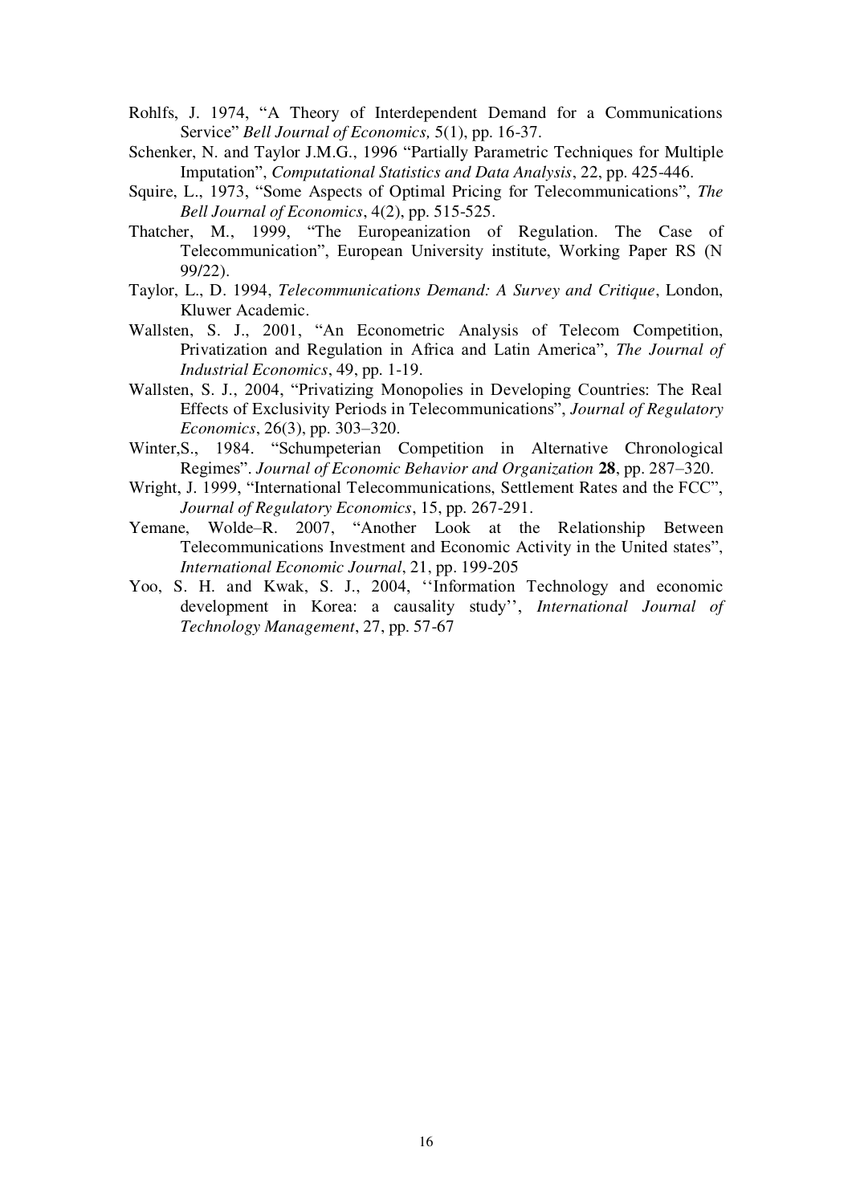Rohlfs, J. 1974, "A Theory of Interdependent Demand for a Communications Service" *Bell Journal of Economics,* 5(1), pp. 16-37.

Schenker, N. and Taylor J.M.G., 1996 "Partially Parametric Techniques for Multiple Imputation", *Computational Statistics and Data Analysis*, 22, pp. 425-446.

Squire, L., 1973, "Some Aspects of Optimal Pricing for Telecommunications", *The Bell Journal of Economics*, 4(2), pp. 515-525.

Thatcher, M., 1999, "The Europeanization of Regulation. The Case of Telecommunication", European University institute, Working Paper RS (N 99/22).

Taylor, L., D. 1994, *Telecommunications Demand: A Survey and Critique*, London, Kluwer Academic.

Wallsten, S. J., 2001, "An Econometric Analysis of Telecom Competition, Privatization and Regulation in Africa and Latin America", *The Journal of Industrial Economics*, 49, pp. 1-19.

Wallsten, S. J., 2004, "Privatizing Monopolies in Developing Countries: The Real Effects of Exclusivity Periods in Telecommunications", *Journal of Regulatory Economics*, 26(3), pp. 303–320.

Winter,S., 1984. "Schumpeterian Competition in Alternative Chronological Regimes". *Journal of Economic Behavior and Organization* **28**, pp. 287–320.

Wright, J. 1999, "International Telecommunications, Settlement Rates and the FCC", *Journal of Regulatory Economics*, 15, pp. 267-291.

Yemane, Wolde–R. 2007, "Another Look at the Relationship Between Telecommunications Investment and Economic Activity in the United states", *International Economic Journal*, 21, pp. 199-205

Yoo, S. H. and Kwak, S. J., 2004, ''Information Technology and economic development in Korea: a causality study'', *International Journal of Technology Management*, 27, pp. 57-67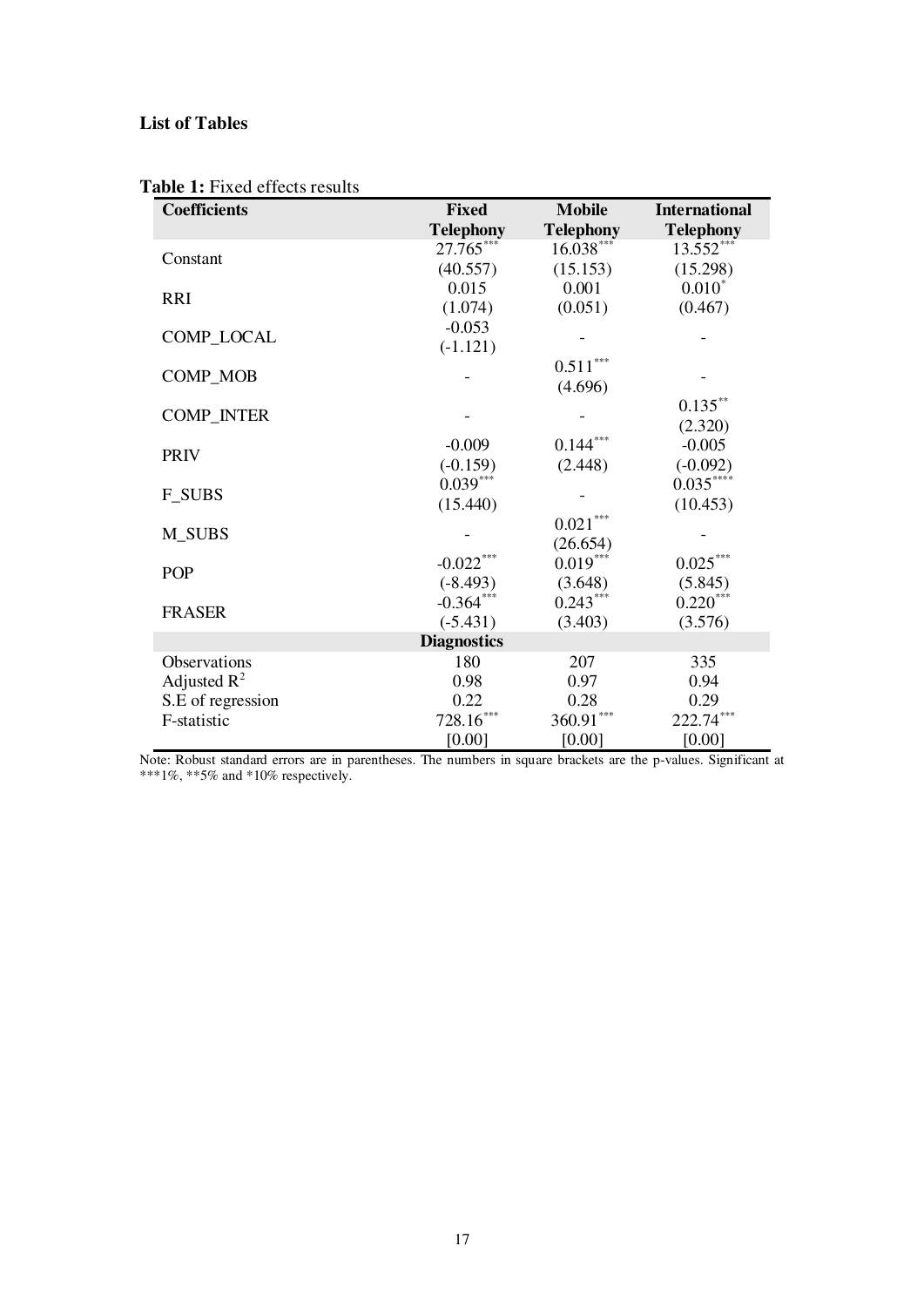**List of Tables**

**Table 1:** Fixed effects results

| Coefficients | Fixed Telephony | Mobile Telephony | International Telephony |
|---|---|---|---|
| Constant | 27.765*** (40.557) | 16.038*** (15.153) | 13.552*** (15.298) |
| RRI | 0.015 (1.074) | 0.001 (0.051) | 0.010* (0.467) |
| COMP_LOCAL | -0.053 (-1.121) | - | - |
| COMP_MOB | - | 0.511*** (4.696) | - |
| COMP_INTER | - | - | 0.135** (2.320) |
| PRIV | -0.009 (-0.159) | 0.144*** (2.448) | -0.005 (-0.092) |
| F_SUBS | 0.039*** (15.440) | - | 0.035**** (10.453) |
| M_SUBS | - | 0.021*** (26.654) | - |
| POP | -0.022*** (-8.493) | 0.019*** (3.648) | 0.025*** (5.845) |
| FRASER | -0.364*** (-5.431) | 0.243*** (3.403) | 0.220*** (3.576) |
| **Diagnostics** | | | |
| Observations | 180 | 207 | 335 |
| Adjusted $R^2$ | 0.98 | 0.97 | 0.94 |
| S.E of regression | 0.22 | 0.28 | 0.29 |
| F-statistic | 728.16*** [0.00] | 360.91*** [0.00] | 222.74*** [0.00] |

Note: Robust standard errors are in parentheses. The numbers in square brackets are the p-values. Significant at ***1%, **5% and *10% respectively.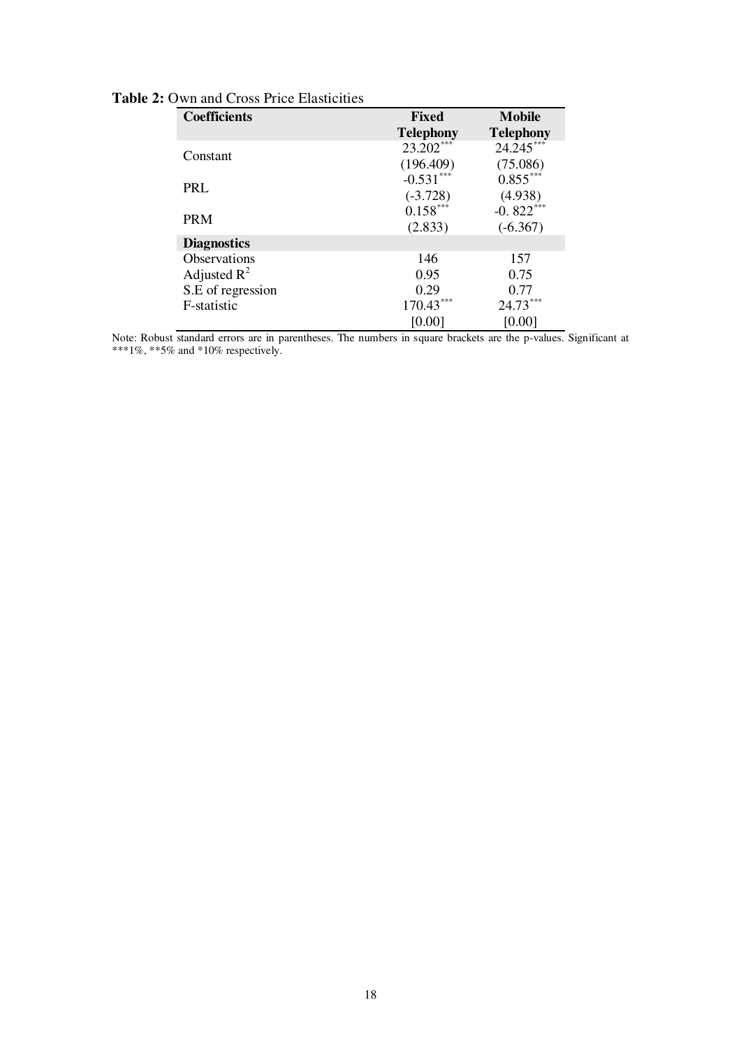**Table 2:** Own and Cross Price Elasticities

| Coefficients | Fixed Telephony | Mobile Telephony |
|---|---|---|
| Constant | 23.202*** | 24.245*** |
| | (196.409) | (75.086) |
| PRL | -0.531*** | 0.855*** |
| | (-3.728) | (4.938) |
| PRM | 0.158*** | -0. 822*** |
| | (2.833) | (-6.367) |
| **Diagnostics** | | |
| Observations | 146 | 157 |
| Adjusted $R^2$ | 0.95 | 0.75 |
| S.E of regression | 0.29 | 0.77 |
| F-statistic | 170.43*** | 24.73*** |
| | [0.00] | [0.00] |

Note: Robust standard errors are in parentheses. The numbers in square brackets are the p-values. Significant at ***1%, **5% and *10% respectively.